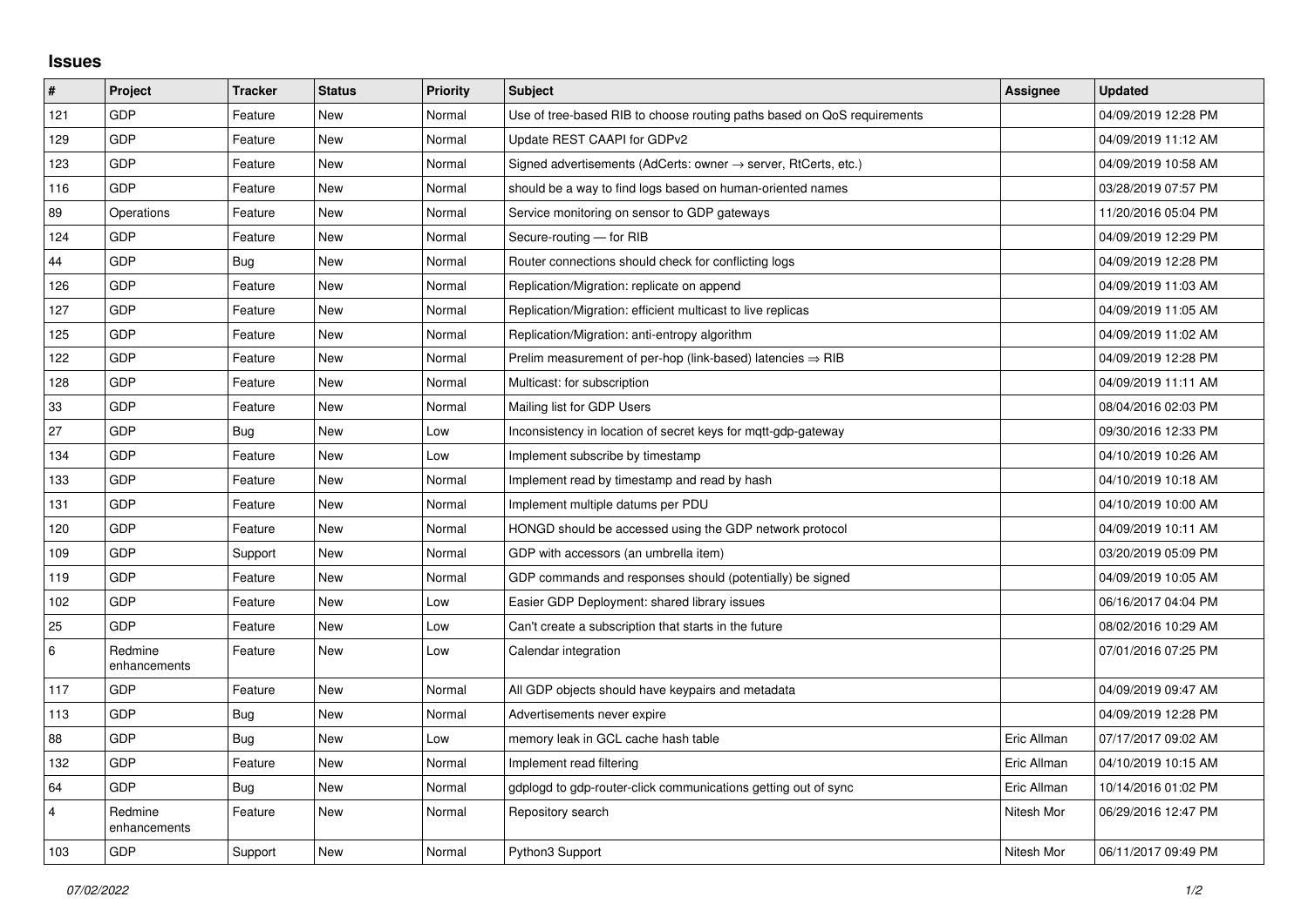## Issues

| # | Project | Tracker | Status | Priority | Subject | Assignee | Updated |
|---|---|---|---|---|---|---|---|
| 121 | GDP | Feature | New | Normal | Use of tree-based RIB to choose routing paths based on QoS requirements | | 04/09/2019 12:28 PM |
| 129 | GDP | Feature | New | Normal | Update REST CAAPI for GDPv2 | | 04/09/2019 11:12 AM |
| 123 | GDP | Feature | New | Normal | Signed advertisements (AdCerts: owner → server, RtCerts, etc.) | | 04/09/2019 10:58 AM |
| 116 | GDP | Feature | New | Normal | should be a way to find logs based on human-oriented names | | 03/28/2019 07:57 PM |
| 89 | Operations | Feature | New | Normal | Service monitoring on sensor to GDP gateways | | 11/20/2016 05:04 PM |
| 124 | GDP | Feature | New | Normal | Secure-routing — for RIB | | 04/09/2019 12:29 PM |
| 44 | GDP | Bug | New | Normal | Router connections should check for conflicting logs | | 04/09/2019 12:28 PM |
| 126 | GDP | Feature | New | Normal | Replication/Migration: replicate on append | | 04/09/2019 11:03 AM |
| 127 | GDP | Feature | New | Normal | Replication/Migration: efficient multicast to live replicas | | 04/09/2019 11:05 AM |
| 125 | GDP | Feature | New | Normal | Replication/Migration: anti-entropy algorithm | | 04/09/2019 11:02 AM |
| 122 | GDP | Feature | New | Normal | Prelim measurement of per-hop (link-based) latencies ⇒ RIB | | 04/09/2019 12:28 PM |
| 128 | GDP | Feature | New | Normal | Multicast: for subscription | | 04/09/2019 11:11 AM |
| 33 | GDP | Feature | New | Normal | Mailing list for GDP Users | | 08/04/2016 02:03 PM |
| 27 | GDP | Bug | New | Low | Inconsistency in location of secret keys for mqtt-gdp-gateway | | 09/30/2016 12:33 PM |
| 134 | GDP | Feature | New | Low | Implement subscribe by timestamp | | 04/10/2019 10:26 AM |
| 133 | GDP | Feature | New | Normal | Implement read by timestamp and read by hash | | 04/10/2019 10:18 AM |
| 131 | GDP | Feature | New | Normal | Implement multiple datums per PDU | | 04/10/2019 10:00 AM |
| 120 | GDP | Feature | New | Normal | HONGD should be accessed using the GDP network protocol | | 04/09/2019 10:11 AM |
| 109 | GDP | Support | New | Normal | GDP with accessors (an umbrella item) | | 03/20/2019 05:09 PM |
| 119 | GDP | Feature | New | Normal | GDP commands and responses should (potentially) be signed | | 04/09/2019 10:05 AM |
| 102 | GDP | Feature | New | Low | Easier GDP Deployment: shared library issues | | 06/16/2017 04:04 PM |
| 25 | GDP | Feature | New | Low | Can't create a subscription that starts in the future | | 08/02/2016 10:29 AM |
| 6 | Redmine enhancements | Feature | New | Low | Calendar integration | | 07/01/2016 07:25 PM |
| 117 | GDP | Feature | New | Normal | All GDP objects should have keypairs and metadata | | 04/09/2019 09:47 AM |
| 113 | GDP | Bug | New | Normal | Advertisements never expire | | 04/09/2019 12:28 PM |
| 88 | GDP | Bug | New | Low | memory leak in GCL cache hash table | Eric Allman | 07/17/2017 09:02 AM |
| 132 | GDP | Feature | New | Normal | Implement read filtering | Eric Allman | 04/10/2019 10:15 AM |
| 64 | GDP | Bug | New | Normal | gdplogd to gdp-router-click communications getting out of sync | Eric Allman | 10/14/2016 01:02 PM |
| 4 | Redmine enhancements | Feature | New | Normal | Repository search | Nitesh Mor | 06/29/2016 12:47 PM |
| 103 | GDP | Support | New | Normal | Python3 Support | Nitesh Mor | 06/11/2017 09:49 PM |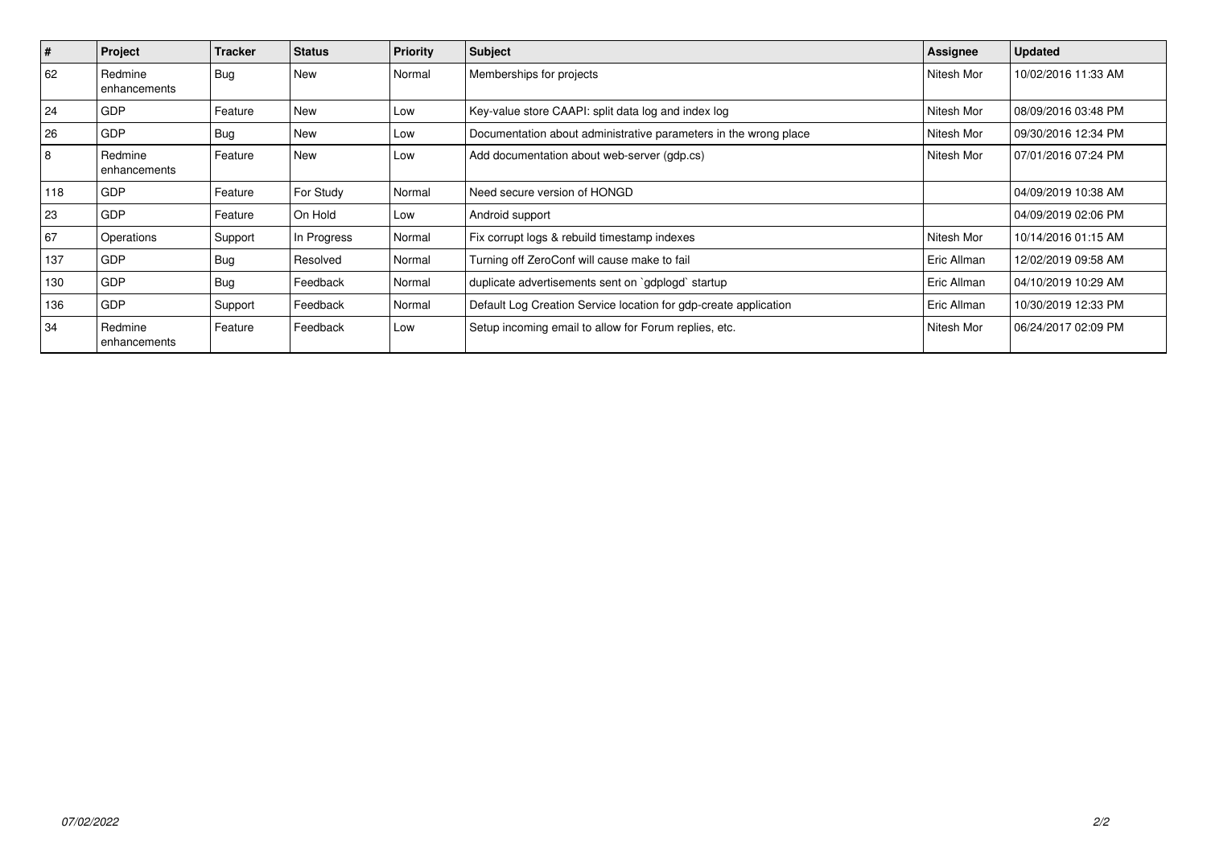| # | Project | Tracker | Status | Priority | Subject | Assignee | Updated |
|---|---|---|---|---|---|---|---|
| 62 | Redmine enhancements | Bug | New | Normal | Memberships for projects | Nitesh Mor | 10/02/2016 11:33 AM |
| 24 | GDP | Feature | New | Low | Key-value store CAAPI: split data log and index log | Nitesh Mor | 08/09/2016 03:48 PM |
| 26 | GDP | Bug | New | Low | Documentation about administrative parameters in the wrong place | Nitesh Mor | 09/30/2016 12:34 PM |
| 8 | Redmine enhancements | Feature | New | Low | Add documentation about web-server (gdp.cs) | Nitesh Mor | 07/01/2016 07:24 PM |
| 118 | GDP | Feature | For Study | Normal | Need secure version of HONGD | | 04/09/2019 10:38 AM |
| 23 | GDP | Feature | On Hold | Low | Android support | | 04/09/2019 02:06 PM |
| 67 | Operations | Support | In Progress | Normal | Fix corrupt logs & rebuild timestamp indexes | Nitesh Mor | 10/14/2016 01:15 AM |
| 137 | GDP | Bug | Resolved | Normal | Turning off ZeroConf will cause make to fail | Eric Allman | 12/02/2019 09:58 AM |
| 130 | GDP | Bug | Feedback | Normal | duplicate advertisements sent on `gdplogd` startup | Eric Allman | 04/10/2019 10:29 AM |
| 136 | GDP | Support | Feedback | Normal | Default Log Creation Service location for gdp-create application | Eric Allman | 10/30/2019 12:33 PM |
| 34 | Redmine enhancements | Feature | Feedback | Low | Setup incoming email to allow for Forum replies, etc. | Nitesh Mor | 06/24/2017 02:09 PM |